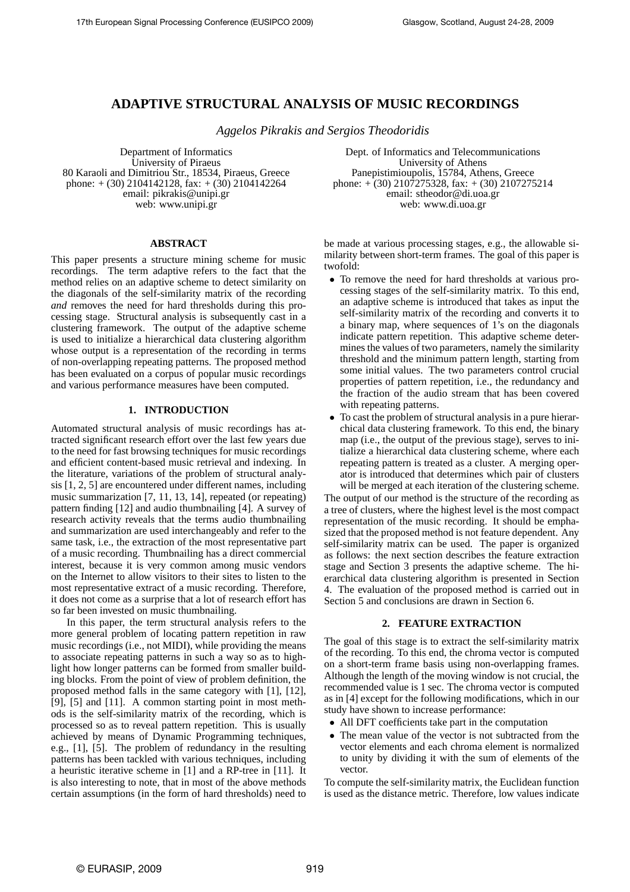# ADAPTIVE STRUCTURAL ANALYSIS OF MUSIC RECORDINGS

*Aggelos Pikrakis and Sergios Theodoridis*

Department of Informatics
University of Piraeus
80 Karaoli and Dimitriou Str., 18534, Piraeus, Greece
phone: + (30) 2104142128, fax: + (30) 2104142264
email: pikrakis@unipi.gr
web: www.unipi.gr

Dept. of Informatics and Telecommunications
University of Athens
Panepistimioupolis, 15784, Athens, Greece
phone: + (30) 2107275328, fax: + (30) 2107275214
email: stheodor@di.uoa.gr
web: www.di.uoa.gr

## ABSTRACT

This paper presents a structure mining scheme for music recordings. The term adaptive refers to the fact that the method relies on an adaptive scheme to detect similarity on the diagonals of the self-similarity matrix of the recording *and* removes the need for hard thresholds during this processing stage. Structural analysis is subsequently cast in a clustering framework. The output of the adaptive scheme is used to initialize a hierarchical data clustering algorithm whose output is a representation of the recording in terms of non-overlapping repeating patterns. The proposed method has been evaluated on a corpus of popular music recordings and various performance measures have been computed.

## 1. INTRODUCTION

Automated structural analysis of music recordings has attracted significant research effort over the last few years due to the need for fast browsing techniques for music recordings and efficient content-based music retrieval and indexing. In the literature, variations of the problem of structural analysis [1, 2, 5] are encountered under different names, including music summarization [7, 11, 13, 14], repeated (or repeating) pattern finding [12] and audio thumbnailing [4]. A survey of research activity reveals that the terms audio thumbnailing and summarization are used interchangeably and refer to the same task, i.e., the extraction of the most representative part of a music recording. Thumbnailing has a direct commercial interest, because it is very common among music vendors on the Internet to allow visitors to their sites to listen to the most representative extract of a music recording. Therefore, it does not come as a surprise that a lot of research effort has so far been invested on music thumbnailing.

In this paper, the term structural analysis refers to the more general problem of locating pattern repetition in raw music recordings (i.e., not MIDI), while providing the means to associate repeating patterns in such a way so as to highlight how longer patterns can be formed from smaller building blocks. From the point of view of problem definition, the proposed method falls in the same category with [1], [12], [9], [5] and [11]. A common starting point in most methods is the self-similarity matrix of the recording, which is processed so as to reveal pattern repetition. This is usually achieved by means of Dynamic Programming techniques, e.g., [1], [5]. The problem of redundancy in the resulting patterns has been tackled with various techniques, including a heuristic iterative scheme in [1] and a RP-tree in [11]. It is also interesting to note, that in most of the above methods certain assumptions (in the form of hard thresholds) need to be made at various processing stages, e.g., the allowable similarity between short-term frames. The goal of this paper is twofold:

- To remove the need for hard thresholds at various processing stages of the self-similarity matrix. To this end, an adaptive scheme is introduced that takes as input the self-similarity matrix of the recording and converts it to a binary map, where sequences of 1's on the diagonals indicate pattern repetition. This adaptive scheme determines the values of two parameters, namely the similarity threshold and the minimum pattern length, starting from some initial values. The two parameters control crucial properties of pattern repetition, i.e., the redundancy and the fraction of the audio stream that has been covered with repeating patterns.
- To cast the problem of structural analysis in a pure hierarchical data clustering framework. To this end, the binary map (i.e., the output of the previous stage), serves to initialize a hierarchical data clustering scheme, where each repeating pattern is treated as a cluster. A merging operator is introduced that determines which pair of clusters will be merged at each iteration of the clustering scheme.

The output of our method is the structure of the recording as a tree of clusters, where the highest level is the most compact representation of the music recording. It should be emphasized that the proposed method is not feature dependent. Any self-similarity matrix can be used. The paper is organized as follows: the next section describes the feature extraction stage and Section 3 presents the adaptive scheme. The hierarchical data clustering algorithm is presented in Section 4. The evaluation of the proposed method is carried out in Section 5 and conclusions are drawn in Section 6.

## 2. FEATURE EXTRACTION

The goal of this stage is to extract the self-similarity matrix of the recording. To this end, the chroma vector is computed on a short-term frame basis using non-overlapping frames. Although the length of the moving window is not crucial, the recommended value is 1 sec. The chroma vector is computed as in [4] except for the following modifications, which in our study have shown to increase performance:

- All DFT coefficients take part in the computation
- The mean value of the vector is not subtracted from the vector elements and each chroma element is normalized to unity by dividing it with the sum of elements of the vector.

To compute the self-similarity matrix, the Euclidean function is used as the distance metric. Therefore, low values indicate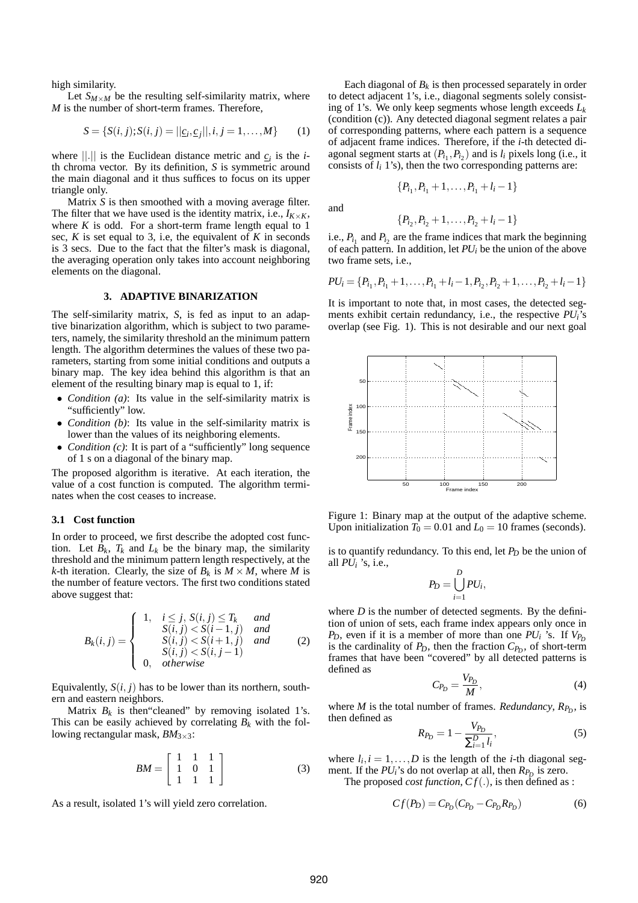high similarity.

Let $S_{M\times M}$ be the resulting self-similarity matrix, where $M$ is the number of short-term frames. Therefore,

$$S = \{S(i,j); S(i,j) = ||\underline{c}_i, \underline{c}_j||, i,j = 1,\ldots,M\} \quad (1)$$

where $||.||$ is the Euclidean distance metric and $\underline{c}_i$ is the $i$-th chroma vector. By its definition, $S$ is symmetric around the main diagonal and it thus suffices to focus on its upper triangle only.

Matrix $S$ is then smoothed with a moving average filter. The filter that we have used is the identity matrix, i.e., $I_{K\times K}$, where $K$ is odd. For a short-term frame length equal to 1 sec, $K$ is set equal to 3, i.e, the equivalent of $K$ in seconds is 3 secs. Due to the fact that the filter's mask is diagonal, the averaging operation only takes into account neighboring elements on the diagonal.

## 3. ADAPTIVE BINARIZATION

The self-similarity matrix, $S$, is fed as input to an adaptive binarization algorithm, which is subject to two parameters, namely, the similarity threshold an the minimum pattern length. The algorithm determines the values of these two parameters, starting from some initial conditions and outputs a binary map. The key idea behind this algorithm is that an element of the resulting binary map is equal to 1, if:

- *Condition (a)*: Its value in the self-similarity matrix is "sufficiently" low.
- *Condition (b)*: Its value in the self-similarity matrix is lower than the values of its neighboring elements.
- *Condition (c)*: It is part of a "sufficiently" long sequence of 1 s on a diagonal of the binary map.

The proposed algorithm is iterative. At each iteration, the value of a cost function is computed. The algorithm terminates when the cost ceases to increase.

### 3.1 Cost function

In order to proceed, we first describe the adopted cost function. Let $B_k$, $T_k$ and $L_k$ be the binary map, the similarity threshold and the minimum pattern length respectively, at the $k$-th iteration. Clearly, the size of $B_k$ is $M\times M$, where $M$ is the number of feature vectors. The first two conditions stated above suggest that:

$$B_k(i,j) = \begin{cases} 1, & i \le j,\ S(i,j) \le T_k \quad and \\ & S(i,j) < S(i-1,j) \quad and \\ & S(i,j) < S(i+1,j) \quad and \\ & S(i,j) < S(i,j-1) \\ 0, & otherwise \end{cases} \quad (2)$$

Equivalently, $S(i,j)$ has to be lower than its northern, southern and eastern neighbors.

Matrix $B_k$ is then"cleaned" by removing isolated 1's. This can be easily achieved by correlating $B_k$ with the following rectangular mask, $BM_{3\times 3}$:

$$BM = \begin{bmatrix} 1 & 1 & 1 \\ 1 & 0 & 1 \\ 1 & 1 & 1 \end{bmatrix} \quad (3)$$

As a result, isolated 1's will yield zero correlation.

Each diagonal of $B_k$ is then processed separately in order to detect adjacent 1's, i.e., diagonal segments solely consisting of 1's. We only keep segments whose length exceeds $L_k$ (condition (c)). Any detected diagonal segment relates a pair of corresponding patterns, where each pattern is a sequence of adjacent frame indices. Therefore, if the $i$-th detected diagonal segment starts at $(P_{i_1}, P_{i_2})$ and is $l_i$ pixels long (i.e., it consists of $l_i$ 1's), then the two corresponding patterns are:

$$\{P_{i_1}, P_{i_1}+1, \ldots, P_{i_1}+l_i-1\}$$

and

$$\{P_{i_2}, P_{i_2}+1, \ldots, P_{i_2}+l_i-1\}$$

i.e., $P_{i_1}$ and $P_{i_2}$ are the frame indices that mark the beginning of each pattern. In addition, let $PU_i$ be the union of the above two frame sets, i.e.,

$$PU_i = \{P_{i_1}, P_{i_1}+1, \ldots, P_{i_1}+l_i-1, P_{i_2}, P_{i_2}+1, \ldots, P_{i_2}+l_i-1\}$$

It is important to note that, in most cases, the detected segments exhibit certain redundancy, i.e., the respective $PU_i$'s overlap (see Fig. 1). This is not desirable and our next goal is to quantify redundancy. To this end, let $P_D$ be the union of all $PU_i$ 's, i.e.,

$$P_D = \bigcup_{i=1}^{D} PU_i,$$

where $D$ is the number of detected segments. By the definition of union of sets, each frame index appears only once in $P_D$, even if it is a member of more than one $PU_i$ 's. If $V_{P_D}$ is the cardinality of $P_D$, then the fraction $C_{P_D}$, of short-term frames that have been "covered" by all detected patterns is defined as

$$C_{P_D} = \frac{V_{P_D}}{M}, \quad (4)$$

where $M$ is the total number of frames. *Redundancy*, $R_{P_D}$, is then defined as

$$R_{P_D} = 1 - \frac{V_{P_D}}{\sum_{i=1}^{D} l_i}, \quad (5)$$

where $l_i, i = 1,\ldots,D$ is the length of the $i$-th diagonal segment. If the $PU_i$'s do not overlap at all, then $R_{P_D}$ is zero.

The proposed *cost function*, $Cf(.)$, is then defined as :

$$Cf(P_D) = C_{P_D}(C_{P_D} - C_{P_D}R_{P_D}) \quad (6)$$

Figure 1: Binary map at the output of the adaptive scheme. Upon initialization $T_0 = 0.01$ and $L_0 = 10$ frames (seconds).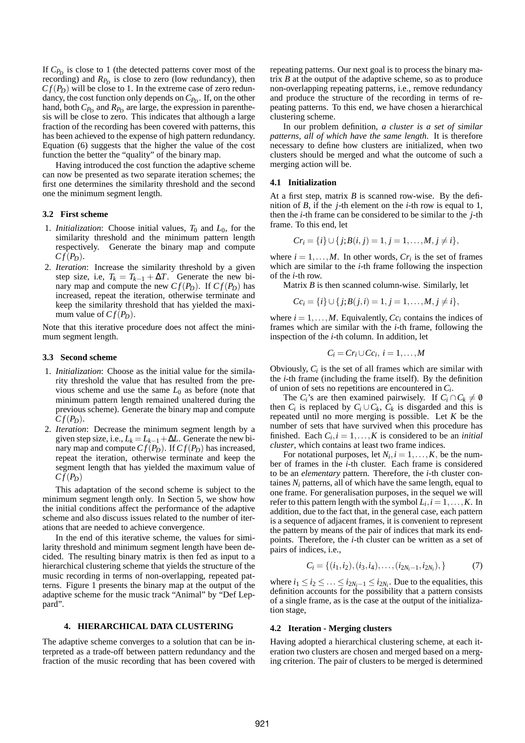If $C_{P_D}$ is close to 1 (the detected patterns cover most of the recording) and $R_{P_D}$ is close to zero (low redundancy), then $Cf(P_D)$ will be close to 1. In the extreme case of zero redundancy, the cost function only depends on $C_{P_D}$. If, on the other hand, both $C_{P_D}$ and $R_{P_D}$ are large, the expression in parenthesis will be close to zero. This indicates that although a large fraction of the recording has been covered with patterns, this has been achieved to the expense of high pattern redundancy. Equation (6) suggests that the higher the value of the cost function the better the "quality" of the binary map.

Having introduced the cost function the adaptive scheme can now be presented as two separate iteration schemes; the first one determines the similarity threshold and the second one the minimum segment length.

### 3.2 First scheme

1. *Initialization*: Choose initial values, $T_0$ and $L_0$, for the similarity threshold and the minimum pattern length respectively. Generate the binary map and compute $Cf(P_D)$.
2. *Iteration*: Increase the similarity threshold by a given step size, i.e, $T_k = T_{k-1} + \Delta T$. Generate the new binary map and compute the new $Cf(P_D)$. If $Cf(P_D)$ has increased, repeat the iteration, otherwise terminate and keep the similarity threshold that has yielded the maximum value of $Cf(P_D)$.

Note that this iterative procedure does not affect the minimum segment length.

### 3.3 Second scheme

1. *Initialization*: Choose as the initial value for the similarity threshold the value that has resulted from the previous scheme and use the same $L_0$ as before (note that minimum pattern length remained unaltered during the previous scheme). Generate the binary map and compute $Cf(P_D)$.
2. *Iteration*: Decrease the minimum segment length by a given step size, i.e., $L_k = L_{k-1} + \Delta L$. Generate the new binary map and compute $Cf(P_D)$. If $Cf(P_D)$ has increased, repeat the iteration, otherwise terminate and keep the segment length that has yielded the maximum value of $Cf(P_D)$

This adaptation of the second scheme is subject to the minimum segment length only. In Section 5, we show how the initial conditions affect the performance of the adaptive scheme and also discuss issues related to the number of iterations that are needed to achieve convergence.

In the end of this iterative scheme, the values for similarity threshold and minimum segment length have been decided. The resulting binary matrix is then fed as input to a hierarchical clustering scheme that yields the structure of the music recording in terms of non-overlapping, repeated patterns. Figure 1 presents the binary map at the output of the adaptive scheme for the music track "Animal" by "Def Leppard".

## 4. HIERARCHICAL DATA CLUSTERING

The adaptive scheme converges to a solution that can be interpreted as a trade-off between pattern redundancy and the fraction of the music recording that has been covered with repeating patterns. Our next goal is to process the binary matrix $B$ at the output of the adaptive scheme, so as to produce non-overlapping repeating patterns, i.e., remove redundancy and produce the structure of the recording in terms of repeating patterns. To this end, we have chosen a hierarchical clustering scheme.

In our problem definition, *a cluster is a set of similar patterns, all of which have the same length.* It is therefore necessary to define how clusters are initialized, when two clusters should be merged and what the outcome of such a merging action will be.

### 4.1 Initialization

At a first step, matrix $B$ is scanned row-wise. By the definition of $B$, if the $j$-th element on the $i$-th row is equal to 1, then the $i$-th frame can be considered to be similar to the $j$-th frame. To this end, let

$$Cr_i = \{i\} \cup \{j; B(i,j) = 1, j = 1,\ldots,M, j \neq i\},$$

where $i = 1,\ldots,M$. In other words, $Cr_i$ is the set of frames which are similar to the $i$-th frame following the inspection of the $i$-th row.

Matrix $B$ is then scanned column-wise. Similarly, let

$$Cc_i = \{i\} \cup \{j; B(j,i) = 1, j = 1,\ldots,M, j \neq i\},$$

where $i = 1,\ldots,M$. Equivalently, $Cc_i$ contains the indices of frames which are similar with the $i$-th frame, following the inspection of the $i$-th column. In addition, let

$$C_i = Cr_i \cup Cc_i,\ i = 1,\ldots,M$$

Obviously, $C_i$ is the set of all frames which are similar with the $i$-th frame (including the frame itself). By the definition of union of sets no repetitions are encountered in $C_i$.

The $C_i$'s are then examined pairwisely. If $C_i \cap C_k \neq \emptyset$ then $C_i$ is replaced by $C_i \cup C_k$, $C_k$ is disgarded and this is repeated until no more merging is possible. Let $K$ be the number of sets that have survived when this procedure has finished. Each $C_i, i = 1,\ldots,K$ is considered to be an *initial cluster*, which contains at least two frame indices.

For notational purposes, let $N_i, i = 1,\ldots,K$, be the number of frames in the $i$-th cluster. Each frame is considered to be an *elementary* pattern. Therefore, the $i$-th cluster containes $N_i$ patterns, all of which have the same length, equal to one frame. For generalisation purposes, in the sequel we will refer to this pattern length with the symbol $L_i, i = 1,\ldots,K$. In addition, due to the fact that, in the general case, each pattern is a sequence of adjacent frames, it is convenient to represent the pattern by means of the pair of indices that mark its endpoints. Therefore, the $i$-th cluster can be written as a set of pairs of indices, i.e.,

$$C_i = \{(i_1,i_2),(i_3,i_4),\ldots,(i_{2N_i-1},i_{2N_i}),\} \qquad (7)$$

where $i_1 \leq i_2 \leq \ldots \leq i_{2N_i-1} \leq i_{2N_i}$. Due to the equalities, this definition accounts for the possibility that a pattern consists of a single frame, as is the case at the output of the initialization stage,

### 4.2 Iteration - Merging clusters

Having adopted a hierarchical clustering scheme, at each iteration two clusters are chosen and merged based on a merging criterion. The pair of clusters to be merged is determined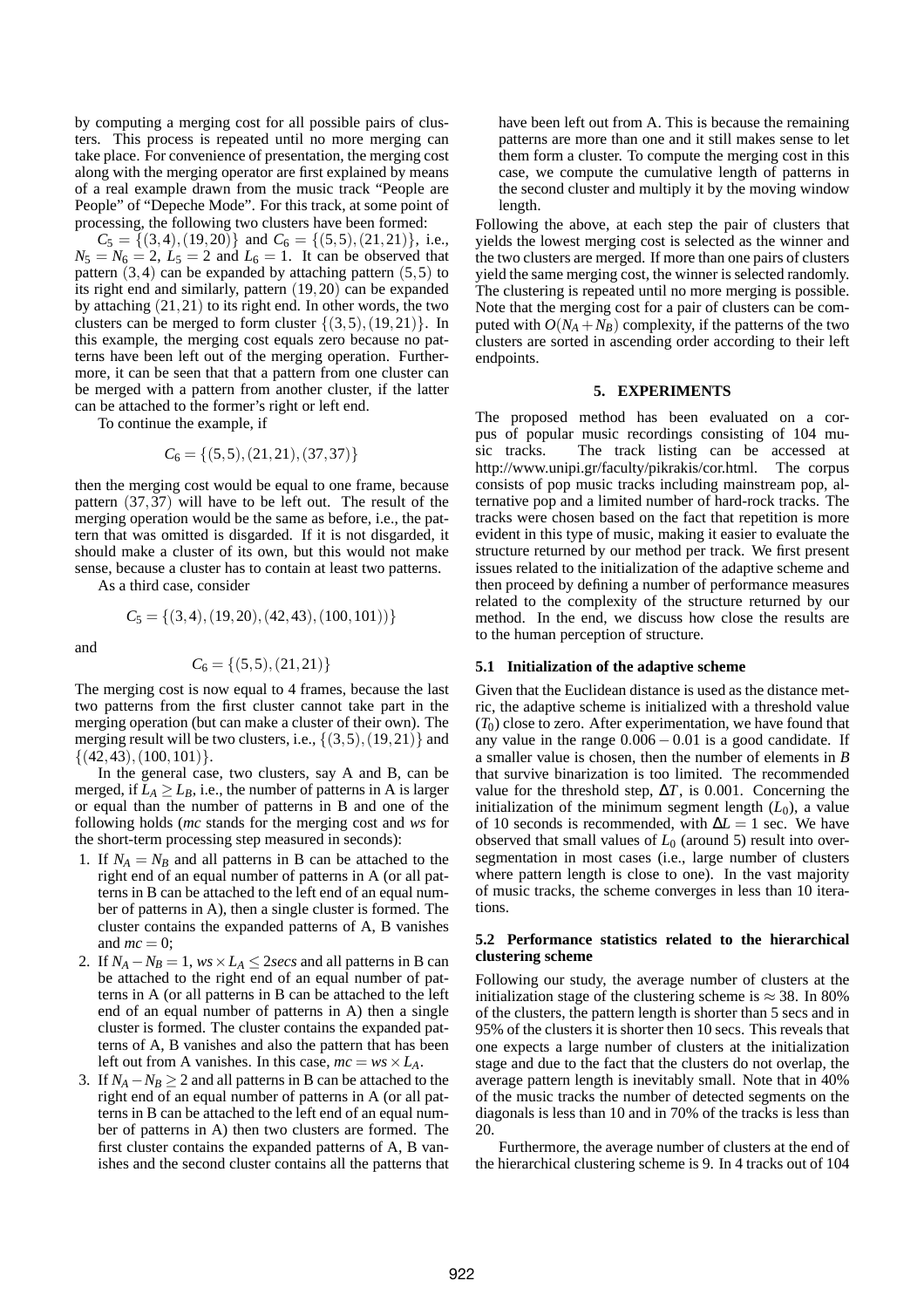by computing a merging cost for all possible pairs of clusters. This process is repeated until no more merging can take place. For convenience of presentation, the merging cost along with the merging operator are first explained by means of a real example drawn from the music track "People are People" of "Depeche Mode". For this track, at some point of processing, the following two clusters have been formed:

$C_5 = \{(3,4),(19,20)\}$ and $C_6 = \{(5,5),(21,21)\}$, i.e., $N_5 = N_6 = 2$, $L_5 = 2$ and $L_6 = 1$. It can be observed that pattern $(3,4)$ can be expanded by attaching pattern $(5,5)$ to its right end and similarly, pattern $(19,20)$ can be expanded by attaching $(21,21)$ to its right end. In other words, the two clusters can be merged to form cluster $\{(3,5),(19,21)\}$. In this example, the merging cost equals zero because no patterns have been left out of the merging operation. Furthermore, it can be seen that that a pattern from one cluster can be merged with a pattern from another cluster, if the latter can be attached to the former's right or left end.

To continue the example, if

$$C_6 = \{(5,5),(21,21),(37,37)\}$$

then the merging cost would be equal to one frame, because pattern $(37,37)$ will have to be left out. The result of the merging operation would be the same as before, i.e., the pattern that was omitted is disgarded. If it is not disgarded, it should make a cluster of its own, but this would not make sense, because a cluster has to contain at least two patterns.

As a third case, consider

$$C_5 = \{(3,4),(19,20),(42,43),(100,101))\}$$

and

$$C_6 = \{(5,5),(21,21)\}$$

The merging cost is now equal to 4 frames, because the last two patterns from the first cluster cannot take part in the merging operation (but can make a cluster of their own). The merging result will be two clusters, i.e., $\{(3,5),(19,21)\}$ and $\{(42,43),(100,101)\}$.

In the general case, two clusters, say A and B, can be merged, if $L_A \geq L_B$, i.e., the number of patterns in A is larger or equal than the number of patterns in B and one of the following holds (*mc* stands for the merging cost and *ws* for the short-term processing step measured in seconds):

1. If $N_A = N_B$ and all patterns in B can be attached to the right end of an equal number of patterns in A (or all patterns in B can be attached to the left end of an equal number of patterns in A), then a single cluster is formed. The cluster contains the expanded patterns of A, B vanishes and $mc = 0$;
2. If $N_A - N_B = 1$, $ws \times L_A \leq 2secs$ and all patterns in B can be attached to the right end of an equal number of patterns in A (or all patterns in B can be attached to the left end of an equal number of patterns in A) then a single cluster is formed. The cluster contains the expanded patterns of A, B vanishes and also the pattern that has been left out from A vanishes. In this case, $mc = ws \times L_A$.
3. If $N_A - N_B \geq 2$ and all patterns in B can be attached to the right end of an equal number of patterns in A (or all patterns in B can be attached to the left end of an equal number of patterns in A) then two clusters are formed. The first cluster contains the expanded patterns of A, B vanishes and the second cluster contains all the patterns that have been left out from A. This is because the remaining patterns are more than one and it still makes sense to let them form a cluster. To compute the merging cost in this case, we compute the cumulative length of patterns in the second cluster and multiply it by the moving window length.

Following the above, at each step the pair of clusters that yields the lowest merging cost is selected as the winner and the two clusters are merged. If more than one pairs of clusters yield the same merging cost, the winner is selected randomly. The clustering is repeated until no more merging is possible. Note that the merging cost for a pair of clusters can be computed with $O(N_A + N_B)$ complexity, if the patterns of the two clusters are sorted in ascending order according to their left endpoints.

## 5. EXPERIMENTS

The proposed method has been evaluated on a corpus of popular music recordings consisting of 104 music tracks. The track listing can be accessed at http://www.unipi.gr/faculty/pikrakis/cor.html. The corpus consists of pop music tracks including mainstream pop, alternative pop and a limited number of hard-rock tracks. The tracks were chosen based on the fact that repetition is more evident in this type of music, making it easier to evaluate the structure returned by our method per track. We first present issues related to the initialization of the adaptive scheme and then proceed by defining a number of performance measures related to the complexity of the structure returned by our method. In the end, we discuss how close the results are to the human perception of structure.

### 5.1 Initialization of the adaptive scheme

Given that the Euclidean distance is used as the distance metric, the adaptive scheme is initialized with a threshold value ($T_0$) close to zero. After experimentation, we have found that any value in the range $0.006 - 0.01$ is a good candidate. If a smaller value is chosen, then the number of elements in $B$ that survive binarization is too limited. The recommended value for the threshold step, $\Delta T$, is 0.001. Concerning the initialization of the minimum segment length ($L_0$), a value of 10 seconds is recommended, with $\Delta L = 1$ sec. We have observed that small values of $L_0$ (around 5) result into over-segmentation in most cases (i.e., large number of clusters where pattern length is close to one). In the vast majority of music tracks, the scheme converges in less than 10 iterations.

### 5.2 Performance statistics related to the hierarchical clustering scheme

Following our study, the average number of clusters at the initialization stage of the clustering scheme is $\approx 38$. In 80% of the clusters, the pattern length is shorter than 5 secs and in 95% of the clusters it is shorter then 10 secs. This reveals that one expects a large number of clusters at the initialization stage and due to the fact that the clusters do not overlap, the average pattern length is inevitably small. Note that in 40% of the music tracks the number of detected segments on the diagonals is less than 10 and in 70% of the tracks is less than 20.

Furthermore, the average number of clusters at the end of the hierarchical clustering scheme is 9. In 4 tracks out of 104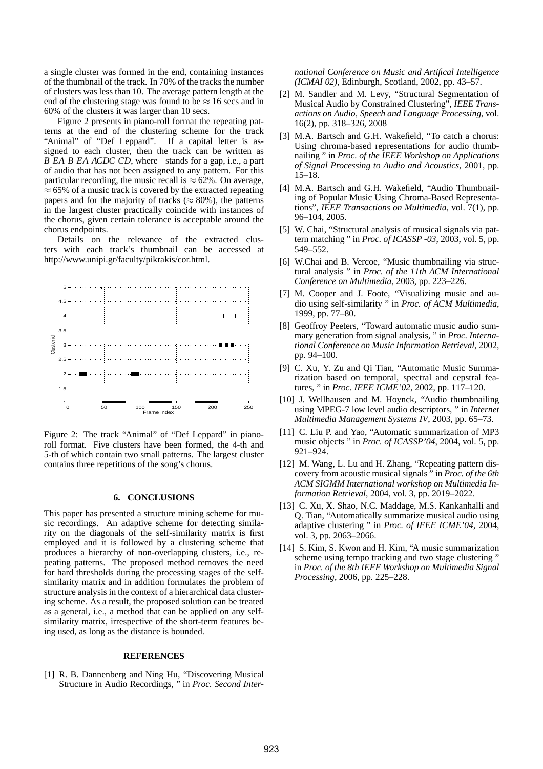a single cluster was formed in the end, containing instances of the thumbnail of the track. In 70% of the tracks the number of clusters was less than 10. The average pattern length at the end of the clustering stage was found to be $\approx$ 16 secs and in 60% of the clusters it was larger than 10 secs.

Figure 2 presents in piano-roll format the repeating patterns at the end of the clustering scheme for the track "Animal" of "Def Leppard". If a capital letter is assigned to each cluster, then the track can be written as *B_EA_B_EA_ACDC_CD*, where _ stands for a gap, i.e., a part of audio that has not been assigned to any pattern. For this particular recording, the music recall is $\approx$ 62%. On average, $\approx$ 65% of a music track is covered by the extracted repeating papers and for the majority of tracks ($\approx$ 80%), the patterns in the largest cluster practically coincide with instances of the chorus, given certain tolerance is acceptable around the chorus endpoints.

Details on the relevance of the extracted clusters with each track's thumbnail can be accessed at http://www.unipi.gr/faculty/pikrakis/cor.html.

Cluster id
5
4.5
4
3.5
3
2.5
2
1.5
1
0
50
100
150
200
250
Frame index

Figure 2: The track "Animal" of "Def Leppard" in piano-roll format. Five clusters have been formed, the 4-th and 5-th of which contain two small patterns. The largest cluster contains three repetitions of the song's chorus.

## 6. CONCLUSIONS

This paper has presented a structure mining scheme for music recordings. An adaptive scheme for detecting similarity on the diagonals of the self-similarity matrix is first employed and it is followed by a clustering scheme that produces a hierarchy of non-overlapping clusters, i.e., repeating patterns. The proposed method removes the need for hard thresholds during the processing stages of the self-similarity matrix and in addition formulates the problem of structure analysis in the context of a hierarchical data clustering scheme. As a result, the proposed solution can be treated as a general, i.e., a method that can be applied on any self-similarity matrix, irrespective of the short-term features being used, as long as the distance is bounded.

## REFERENCES

[1] R. B. Dannenberg and Ning Hu, "Discovering Musical Structure in Audio Recordings, " in *Proc. Second International Conference on Music and Artifical Intelligence (ICMAI 02)*, Edinburgh, Scotland, 2002, pp. 43–57.

[2] M. Sandler and M. Levy, "Structural Segmentation of Musical Audio by Constrained Clustering", *IEEE Transactions on Audio, Speech and Language Processing*, vol. 16(2), pp. 318–326, 2008

[3] M.A. Bartsch and G.H. Wakefield, "To catch a chorus: Using chroma-based representations for audio thumbnailing " in *Proc. of the IEEE Workshop on Applications of Signal Processing to Audio and Acoustics*, 2001, pp. 15–18.

[4] M.A. Bartsch and G.H. Wakefield, "Audio Thumbnailing of Popular Music Using Chroma-Based Representations", *IEEE Transactions on Multimedia*, vol. 7(1), pp. 96–104, 2005.

[5] W. Chai, "Structural analysis of musical signals via pattern matching " in *Proc. of ICASSP -03*, 2003, vol. 5, pp. 549–552.

[6] W.Chai and B. Vercoe, "Music thumbnailing via structural analysis " in *Proc. of the 11th ACM International Conference on Multimedia*, 2003, pp. 223–226.

[7] M. Cooper and J. Foote, "Visualizing music and audio using self-similarity " in *Proc. of ACM Multimedia*, 1999, pp. 77–80.

[8] Geoffroy Peeters, "Toward automatic music audio summary generation from signal analysis, " in *Proc. International Conference on Music Information Retrieval*, 2002, pp. 94–100.

[9] C. Xu, Y. Zu and Qi Tian, "Automatic Music Summarization based on temporal, spectral and cepstral features, " in *Proc. IEEE ICME'02*, 2002, pp. 117–120.

[10] J. Wellhausen and M. Hoynck, "Audio thumbnailing using MPEG-7 low level audio descriptors, " in *Internet Multimedia Management Systems IV*, 2003, pp. 65–73.

[11] C. Liu P. and Yao, "Automatic summarization of MP3 music objects " in *Proc. of ICASSP'04*, 2004, vol. 5, pp. 921–924.

[12] M. Wang, L. Lu and H. Zhang, "Repeating pattern discovery from acoustic musical signals " in *Proc. of the 6th ACM SIGMM International workshop on Multimedia Information Retrieval*, 2004, vol. 3, pp. 2019–2022.

[13] C. Xu, X. Shao, N.C. Maddage, M.S. Kankanhalli and Q. Tian, "Automatically summarize musical audio using adaptive clustering " in *Proc. of IEEE ICME'04*, 2004, vol. 3, pp. 2063–2066.

[14] S. Kim, S. Kwon and H. Kim, "A music summarization scheme using tempo tracking and two stage clustering " in *Proc. of the 8th IEEE Workshop on Multimedia Signal Processing*, 2006, pp. 225–228.